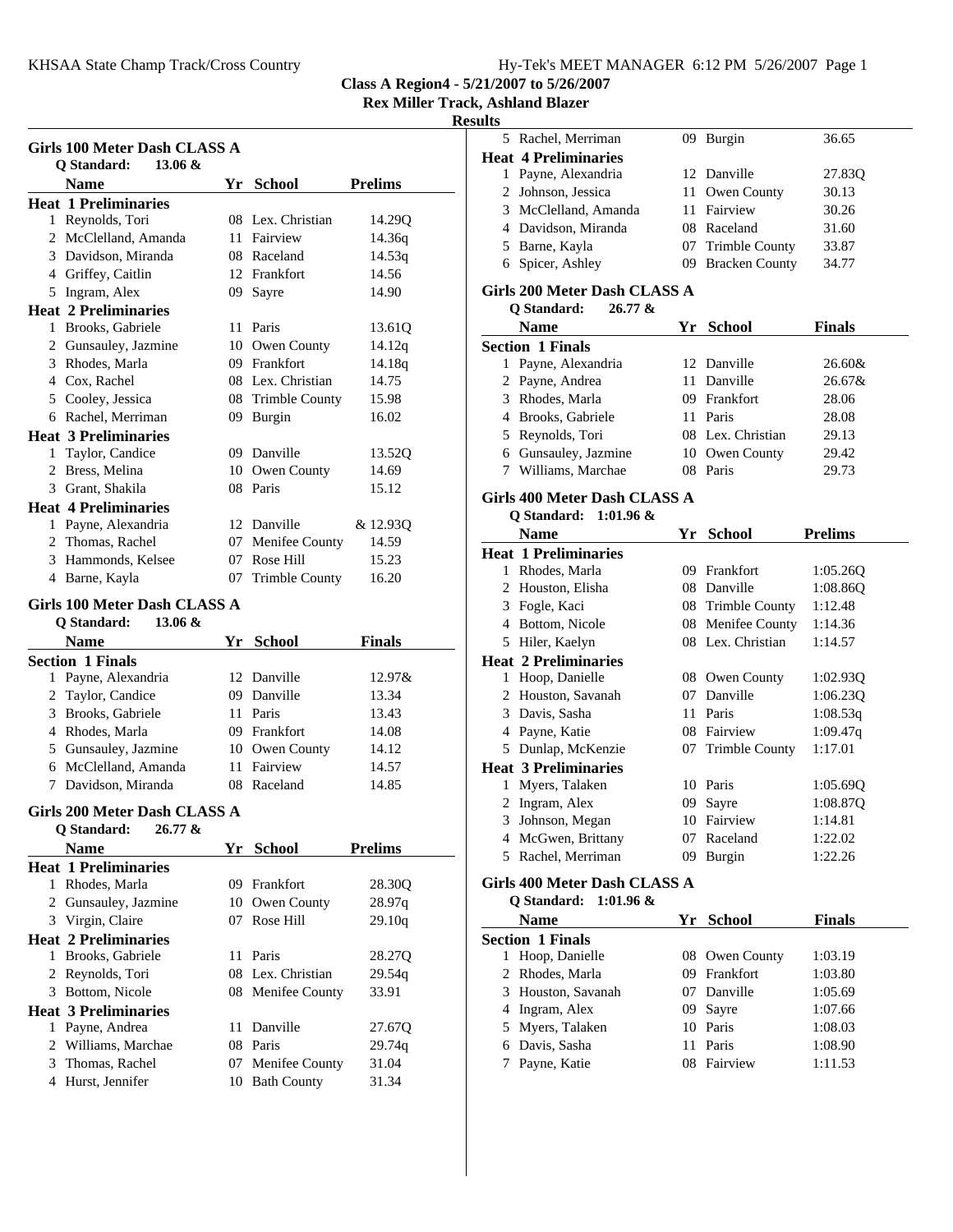**Class A Region4 - 5/21/2007 to 5/26/2007**
**Rex Miller Track, Ashland Blazer**
**Results**

### Girls 100 Meter Dash CLASS A

Q Standard: 13.06 &

| | Name | Yr | School | Prelims |
|---|---|---|---|---|
| **Heat 1 Preliminaries** | | | | |
| 1 | Reynolds, Tori | 08 | Lex. Christian | 14.29Q |
| 2 | McClelland, Amanda | 11 | Fairview | 14.36q |
| 3 | Davidson, Miranda | 08 | Raceland | 14.53q |
| 4 | Griffey, Caitlin | 12 | Frankfort | 14.56 |
| 5 | Ingram, Alex | 09 | Sayre | 14.90 |
| **Heat 2 Preliminaries** | | | | |
| 1 | Brooks, Gabriele | 11 | Paris | 13.61Q |
| 2 | Gunsauley, Jazmine | 10 | Owen County | 14.12q |
| 3 | Rhodes, Marla | 09 | Frankfort | 14.18q |
| 4 | Cox, Rachel | 08 | Lex. Christian | 14.75 |
| 5 | Cooley, Jessica | 08 | Trimble County | 15.98 |
| 6 | Rachel, Merriman | 09 | Burgin | 16.02 |
| **Heat 3 Preliminaries** | | | | |
| 1 | Taylor, Candice | 09 | Danville | 13.52Q |
| 2 | Bress, Melina | 10 | Owen County | 14.69 |
| 3 | Grant, Shakila | 08 | Paris | 15.12 |
| **Heat 4 Preliminaries** | | | | |
| 1 | Payne, Alexandria | 12 | Danville | & 12.93Q |
| 2 | Thomas, Rachel | 07 | Menifee County | 14.59 |
| 3 | Hammonds, Kelsee | 07 | Rose Hill | 15.23 |
| 4 | Barne, Kayla | 07 | Trimble County | 16.20 |

### Girls 100 Meter Dash CLASS A

Q Standard: 13.06 &

| | Name | Yr | School | Finals |
|---|---|---|---|---|
| **Section 1 Finals** | | | | |
| 1 | Payne, Alexandria | 12 | Danville | 12.97& |
| 2 | Taylor, Candice | 09 | Danville | 13.34 |
| 3 | Brooks, Gabriele | 11 | Paris | 13.43 |
| 4 | Rhodes, Marla | 09 | Frankfort | 14.08 |
| 5 | Gunsauley, Jazmine | 10 | Owen County | 14.12 |
| 6 | McClelland, Amanda | 11 | Fairview | 14.57 |
| 7 | Davidson, Miranda | 08 | Raceland | 14.85 |

### Girls 200 Meter Dash CLASS A

Q Standard: 26.77 &

| | Name | Yr | School | Prelims |
|---|---|---|---|---|
| **Heat 1 Preliminaries** | | | | |
| 1 | Rhodes, Marla | 09 | Frankfort | 28.30Q |
| 2 | Gunsauley, Jazmine | 10 | Owen County | 28.97q |
| 3 | Virgin, Claire | 07 | Rose Hill | 29.10q |
| **Heat 2 Preliminaries** | | | | |
| 1 | Brooks, Gabriele | 11 | Paris | 28.27Q |
| 2 | Reynolds, Tori | 08 | Lex. Christian | 29.54q |
| 3 | Bottom, Nicole | 08 | Menifee County | 33.91 |
| **Heat 3 Preliminaries** | | | | |
| 1 | Payne, Andrea | 11 | Danville | 27.67Q |
| 2 | Williams, Marchae | 08 | Paris | 29.74q |
| 3 | Thomas, Rachel | 07 | Menifee County | 31.04 |
| 4 | Hurst, Jennifer | 10 | Bath County | 31.34 |
| 5 | Rachel, Merriman | 09 | Burgin | 36.65 |
| **Heat 4 Preliminaries** | | | | |
| 1 | Payne, Alexandria | 12 | Danville | 27.83Q |
| 2 | Johnson, Jessica | 11 | Owen County | 30.13 |
| 3 | McClelland, Amanda | 11 | Fairview | 30.26 |
| 4 | Davidson, Miranda | 08 | Raceland | 31.60 |
| 5 | Barne, Kayla | 07 | Trimble County | 33.87 |
| 6 | Spicer, Ashley | 09 | Bracken County | 34.77 |

### Girls 200 Meter Dash CLASS A

Q Standard: 26.77 &

| | Name | Yr | School | Finals |
|---|---|---|---|---|
| **Section 1 Finals** | | | | |
| 1 | Payne, Alexandria | 12 | Danville | 26.60& |
| 2 | Payne, Andrea | 11 | Danville | 26.67& |
| 3 | Rhodes, Marla | 09 | Frankfort | 28.06 |
| 4 | Brooks, Gabriele | 11 | Paris | 28.08 |
| 5 | Reynolds, Tori | 08 | Lex. Christian | 29.13 |
| 6 | Gunsauley, Jazmine | 10 | Owen County | 29.42 |
| 7 | Williams, Marchae | 08 | Paris | 29.73 |

### Girls 400 Meter Dash CLASS A

Q Standard: 1:01.96 &

| | Name | Yr | School | Prelims |
|---|---|---|---|---|
| **Heat 1 Preliminaries** | | | | |
| 1 | Rhodes, Marla | 09 | Frankfort | 1:05.26Q |
| 2 | Houston, Elisha | 08 | Danville | 1:08.86Q |
| 3 | Fogle, Kaci | 08 | Trimble County | 1:12.48 |
| 4 | Bottom, Nicole | 08 | Menifee County | 1:14.36 |
| 5 | Hiler, Kaelyn | 08 | Lex. Christian | 1:14.57 |
| **Heat 2 Preliminaries** | | | | |
| 1 | Hoop, Danielle | 08 | Owen County | 1:02.93Q |
| 2 | Houston, Savanah | 07 | Danville | 1:06.23Q |
| 3 | Davis, Sasha | 11 | Paris | 1:08.53q |
| 4 | Payne, Katie | 08 | Fairview | 1:09.47q |
| 5 | Dunlap, McKenzie | 07 | Trimble County | 1:17.01 |
| **Heat 3 Preliminaries** | | | | |
| 1 | Myers, Talaken | 10 | Paris | 1:05.69Q |
| 2 | Ingram, Alex | 09 | Sayre | 1:08.87Q |
| 3 | Johnson, Megan | 10 | Fairview | 1:14.81 |
| 4 | McGwen, Brittany | 07 | Raceland | 1:22.02 |
| 5 | Rachel, Merriman | 09 | Burgin | 1:22.26 |

### Girls 400 Meter Dash CLASS A

Q Standard: 1:01.96 &

| | Name | Yr | School | Finals |
|---|---|---|---|---|
| **Section 1 Finals** | | | | |
| 1 | Hoop, Danielle | 08 | Owen County | 1:03.19 |
| 2 | Rhodes, Marla | 09 | Frankfort | 1:03.80 |
| 3 | Houston, Savanah | 07 | Danville | 1:05.69 |
| 4 | Ingram, Alex | 09 | Sayre | 1:07.66 |
| 5 | Myers, Talaken | 10 | Paris | 1:08.03 |
| 6 | Davis, Sasha | 11 | Paris | 1:08.90 |
| 7 | Payne, Katie | 08 | Fairview | 1:11.53 |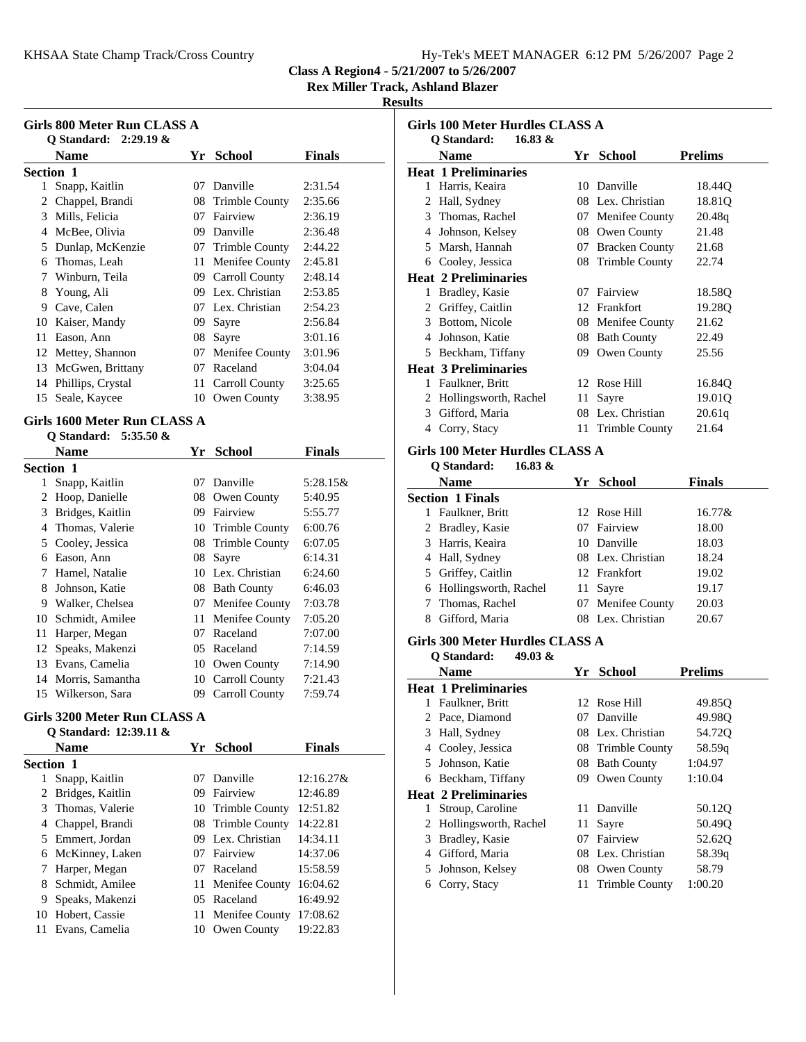**Class A Region4 - 5/21/2007 to 5/26/2007**
**Rex Miller Track, Ashland Blazer**
**Results**

### Girls 800 Meter Run CLASS A

Q Standard: 2:29.19 &

| | Name | Yr | School | Finals |
|---|---|---|---|---|
| **Section 1** | | | | |
| 1 | Snapp, Kaitlin | 07 | Danville | 2:31.54 |
| 2 | Chappel, Brandi | 08 | Trimble County | 2:35.66 |
| 3 | Mills, Felicia | 07 | Fairview | 2:36.19 |
| 4 | McBee, Olivia | 09 | Danville | 2:36.48 |
| 5 | Dunlap, McKenzie | 07 | Trimble County | 2:44.22 |
| 6 | Thomas, Leah | 11 | Menifee County | 2:45.81 |
| 7 | Winburn, Teila | 09 | Carroll County | 2:48.14 |
| 8 | Young, Ali | 09 | Lex. Christian | 2:53.85 |
| 9 | Cave, Calen | 07 | Lex. Christian | 2:54.23 |
| 10 | Kaiser, Mandy | 09 | Sayre | 2:56.84 |
| 11 | Eason, Ann | 08 | Sayre | 3:01.16 |
| 12 | Mettey, Shannon | 07 | Menifee County | 3:01.96 |
| 13 | McGwen, Brittany | 07 | Raceland | 3:04.04 |
| 14 | Phillips, Crystal | 11 | Carroll County | 3:25.65 |
| 15 | Seale, Kaycee | 10 | Owen County | 3:38.95 |

### Girls 1600 Meter Run CLASS A

Q Standard: 5:35.50 &

| | Name | Yr | School | Finals |
|---|---|---|---|---|
| **Section 1** | | | | |
| 1 | Snapp, Kaitlin | 07 | Danville | 5:28.15& |
| 2 | Hoop, Danielle | 08 | Owen County | 5:40.95 |
| 3 | Bridges, Kaitlin | 09 | Fairview | 5:55.77 |
| 4 | Thomas, Valerie | 10 | Trimble County | 6:00.76 |
| 5 | Cooley, Jessica | 08 | Trimble County | 6:07.05 |
| 6 | Eason, Ann | 08 | Sayre | 6:14.31 |
| 7 | Hamel, Natalie | 10 | Lex. Christian | 6:24.60 |
| 8 | Johnson, Katie | 08 | Bath County | 6:46.03 |
| 9 | Walker, Chelsea | 07 | Menifee County | 7:03.78 |
| 10 | Schmidt, Amilee | 11 | Menifee County | 7:05.20 |
| 11 | Harper, Megan | 07 | Raceland | 7:07.00 |
| 12 | Speaks, Makenzi | 05 | Raceland | 7:14.59 |
| 13 | Evans, Camelia | 10 | Owen County | 7:14.90 |
| 14 | Morris, Samantha | 10 | Carroll County | 7:21.43 |
| 15 | Wilkerson, Sara | 09 | Carroll County | 7:59.74 |

### Girls 3200 Meter Run CLASS A

Q Standard: 12:39.11 &

| | Name | Yr | School | Finals |
|---|---|---|---|---|
| **Section 1** | | | | |
| 1 | Snapp, Kaitlin | 07 | Danville | 12:16.27& |
| 2 | Bridges, Kaitlin | 09 | Fairview | 12:46.89 |
| 3 | Thomas, Valerie | 10 | Trimble County | 12:51.82 |
| 4 | Chappel, Brandi | 08 | Trimble County | 14:22.81 |
| 5 | Emmert, Jordan | 09 | Lex. Christian | 14:34.11 |
| 6 | McKinney, Laken | 07 | Fairview | 14:37.06 |
| 7 | Harper, Megan | 07 | Raceland | 15:58.59 |
| 8 | Schmidt, Amilee | 11 | Menifee County | 16:04.62 |
| 9 | Speaks, Makenzi | 05 | Raceland | 16:49.92 |
| 10 | Hobert, Cassie | 11 | Menifee County | 17:08.62 |
| 11 | Evans, Camelia | 10 | Owen County | 19:22.83 |

### Girls 100 Meter Hurdles CLASS A

Q Standard: 16.83 &

| | Name | Yr | School | Prelims |
|---|---|---|---|---|
| **Heat 1 Preliminaries** | | | | |
| 1 | Harris, Keaira | 10 | Danville | 18.44Q |
| 2 | Hall, Sydney | 08 | Lex. Christian | 18.81Q |
| 3 | Thomas, Rachel | 07 | Menifee County | 20.48q |
| 4 | Johnson, Kelsey | 08 | Owen County | 21.48 |
| 5 | Marsh, Hannah | 07 | Bracken County | 21.68 |
| 6 | Cooley, Jessica | 08 | Trimble County | 22.74 |
| **Heat 2 Preliminaries** | | | | |
| 1 | Bradley, Kasie | 07 | Fairview | 18.58Q |
| 2 | Griffey, Caitlin | 12 | Frankfort | 19.28Q |
| 3 | Bottom, Nicole | 08 | Menifee County | 21.62 |
| 4 | Johnson, Katie | 08 | Bath County | 22.49 |
| 5 | Beckham, Tiffany | 09 | Owen County | 25.56 |
| **Heat 3 Preliminaries** | | | | |
| 1 | Faulkner, Britt | 12 | Rose Hill | 16.84Q |
| 2 | Hollingsworth, Rachel | 11 | Sayre | 19.01Q |
| 3 | Gifford, Maria | 08 | Lex. Christian | 20.61q |
| 4 | Corry, Stacy | 11 | Trimble County | 21.64 |

### Girls 100 Meter Hurdles CLASS A

Q Standard: 16.83 &

| | Name | Yr | School | Finals |
|---|---|---|---|---|
| **Section 1 Finals** | | | | |
| 1 | Faulkner, Britt | 12 | Rose Hill | 16.77& |
| 2 | Bradley, Kasie | 07 | Fairview | 18.00 |
| 3 | Harris, Keaira | 10 | Danville | 18.03 |
| 4 | Hall, Sydney | 08 | Lex. Christian | 18.24 |
| 5 | Griffey, Caitlin | 12 | Frankfort | 19.02 |
| 6 | Hollingsworth, Rachel | 11 | Sayre | 19.17 |
| 7 | Thomas, Rachel | 07 | Menifee County | 20.03 |
| 8 | Gifford, Maria | 08 | Lex. Christian | 20.67 |

### Girls 300 Meter Hurdles CLASS A

Q Standard: 49.03 &

| | Name | Yr | School | Prelims |
|---|---|---|---|---|
| **Heat 1 Preliminaries** | | | | |
| 1 | Faulkner, Britt | 12 | Rose Hill | 49.85Q |
| 2 | Pace, Diamond | 07 | Danville | 49.98Q |
| 3 | Hall, Sydney | 08 | Lex. Christian | 54.72Q |
| 4 | Cooley, Jessica | 08 | Trimble County | 58.59q |
| 5 | Johnson, Katie | 08 | Bath County | 1:04.97 |
| 6 | Beckham, Tiffany | 09 | Owen County | 1:10.04 |
| **Heat 2 Preliminaries** | | | | |
| 1 | Stroup, Caroline | 11 | Danville | 50.12Q |
| 2 | Hollingsworth, Rachel | 11 | Sayre | 50.49Q |
| 3 | Bradley, Kasie | 07 | Fairview | 52.62Q |
| 4 | Gifford, Maria | 08 | Lex. Christian | 58.39q |
| 5 | Johnson, Kelsey | 08 | Owen County | 58.79 |
| 6 | Corry, Stacy | 11 | Trimble County | 1:00.20 |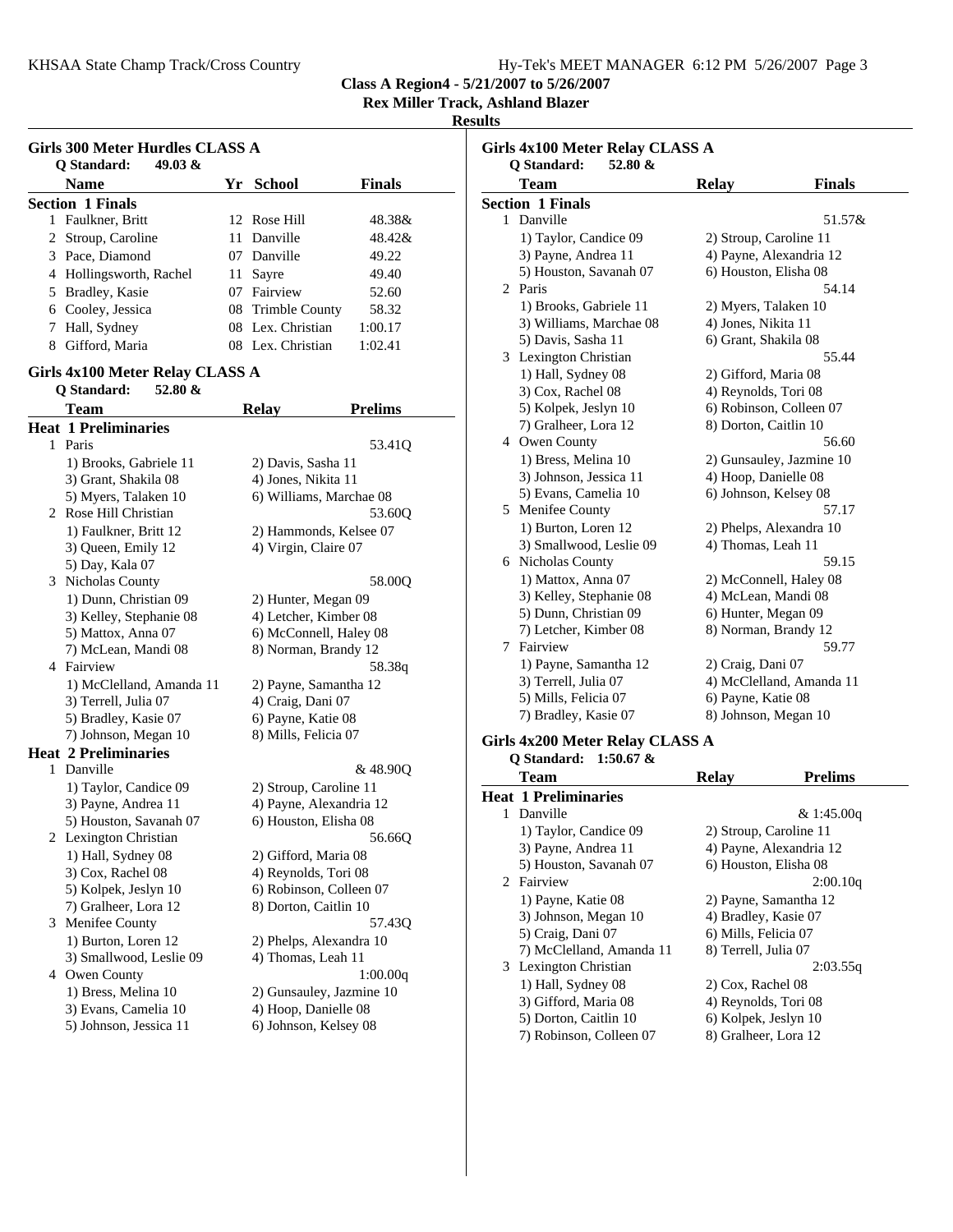KHSAA State Champ Track/Cross Country

**Class A Region4 - 5/21/2007 to 5/26/2007**

**Rex Miller Track, Ashland Blazer**

**Results**

### Girls 300 Meter Hurdles CLASS A

**Q Standard: 49.03 &**

| | Name | Yr | School | Finals |
|---|---|---|---|---|
| **Section 1 Finals** | | | | |
| 1 | Faulkner, Britt | 12 | Rose Hill | 48.38& |
| 2 | Stroup, Caroline | 11 | Danville | 48.42& |
| 3 | Pace, Diamond | 07 | Danville | 49.22 |
| 4 | Hollingsworth, Rachel | 11 | Sayre | 49.40 |
| 5 | Bradley, Kasie | 07 | Fairview | 52.60 |
| 6 | Cooley, Jessica | 08 | Trimble County | 58.32 |
| 7 | Hall, Sydney | 08 | Lex. Christian | 1:00.17 |
| 8 | Gifford, Maria | 08 | Lex. Christian | 1:02.41 |

### Girls 4x100 Meter Relay CLASS A

**Q Standard: 52.80 &**

| | Team | Relay | Prelims |
|---|---|---|---|
| **Heat 1 Preliminaries** | | | |
| 1 | Paris | | 53.41Q |
| | 1) Brooks, Gabriele 11 | 2) Davis, Sasha 11 | |
| | 3) Grant, Shakila 08 | 4) Jones, Nikita 11 | |
| | 5) Myers, Talaken 10 | 6) Williams, Marchae 08 | |
| 2 | Rose Hill Christian | | 53.60Q |
| | 1) Faulkner, Britt 12 | 2) Hammonds, Kelsee 07 | |
| | 3) Queen, Emily 12 | 4) Virgin, Claire 07 | |
| | 5) Day, Kala 07 | | |
| 3 | Nicholas County | | 58.00Q |
| | 1) Dunn, Christian 09 | 2) Hunter, Megan 09 | |
| | 3) Kelley, Stephanie 08 | 4) Letcher, Kimber 08 | |
| | 5) Mattox, Anna 07 | 6) McConnell, Haley 08 | |
| | 7) McLean, Mandi 08 | 8) Norman, Brandy 12 | |
| 4 | Fairview | | 58.38q |
| | 1) McClelland, Amanda 11 | 2) Payne, Samantha 12 | |
| | 3) Terrell, Julia 07 | 4) Craig, Dani 07 | |
| | 5) Bradley, Kasie 07 | 6) Payne, Katie 08 | |
| | 7) Johnson, Megan 10 | 8) Mills, Felicia 07 | |
| **Heat 2 Preliminaries** | | | |
| 1 | Danville | | & 48.90Q |
| | 1) Taylor, Candice 09 | 2) Stroup, Caroline 11 | |
| | 3) Payne, Andrea 11 | 4) Payne, Alexandria 12 | |
| | 5) Houston, Savanah 07 | 6) Houston, Elisha 08 | |
| 2 | Lexington Christian | | 56.66Q |
| | 1) Hall, Sydney 08 | 2) Gifford, Maria 08 | |
| | 3) Cox, Rachel 08 | 4) Reynolds, Tori 08 | |
| | 5) Kolpek, Jeslyn 10 | 6) Robinson, Colleen 07 | |
| | 7) Gralheer, Lora 12 | 8) Dorton, Caitlin 10 | |
| 3 | Menifee County | | 57.43Q |
| | 1) Burton, Loren 12 | 2) Phelps, Alexandra 10 | |
| | 3) Smallwood, Leslie 09 | 4) Thomas, Leah 11 | |
| 4 | Owen County | | 1:00.00q |
| | 1) Bress, Melina 10 | 2) Gunsauley, Jazmine 10 | |
| | 3) Evans, Camelia 10 | 4) Hoop, Danielle 08 | |
| | 5) Johnson, Jessica 11 | 6) Johnson, Kelsey 08 | |

### Girls 4x100 Meter Relay CLASS A

**Q Standard: 52.80 &**

| | Team | Relay | Finals |
|---|---|---|---|
| **Section 1 Finals** | | | |
| 1 | Danville | | 51.57& |
| | 1) Taylor, Candice 09 | 2) Stroup, Caroline 11 | |
| | 3) Payne, Andrea 11 | 4) Payne, Alexandria 12 | |
| | 5) Houston, Savanah 07 | 6) Houston, Elisha 08 | |
| 2 | Paris | | 54.14 |
| | 1) Brooks, Gabriele 11 | 2) Myers, Talaken 10 | |
| | 3) Williams, Marchae 08 | 4) Jones, Nikita 11 | |
| | 5) Davis, Sasha 11 | 6) Grant, Shakila 08 | |
| 3 | Lexington Christian | | 55.44 |
| | 1) Hall, Sydney 08 | 2) Gifford, Maria 08 | |
| | 3) Cox, Rachel 08 | 4) Reynolds, Tori 08 | |
| | 5) Kolpek, Jeslyn 10 | 6) Robinson, Colleen 07 | |
| | 7) Gralheer, Lora 12 | 8) Dorton, Caitlin 10 | |
| 4 | Owen County | | 56.60 |
| | 1) Bress, Melina 10 | 2) Gunsauley, Jazmine 10 | |
| | 3) Johnson, Jessica 11 | 4) Hoop, Danielle 08 | |
| | 5) Evans, Camelia 10 | 6) Johnson, Kelsey 08 | |
| 5 | Menifee County | | 57.17 |
| | 1) Burton, Loren 12 | 2) Phelps, Alexandra 10 | |
| | 3) Smallwood, Leslie 09 | 4) Thomas, Leah 11 | |
| 6 | Nicholas County | | 59.15 |
| | 1) Mattox, Anna 07 | 2) McConnell, Haley 08 | |
| | 3) Kelley, Stephanie 08 | 4) McLean, Mandi 08 | |
| | 5) Dunn, Christian 09 | 6) Hunter, Megan 09 | |
| | 7) Letcher, Kimber 08 | 8) Norman, Brandy 12 | |
| 7 | Fairview | | 59.77 |
| | 1) Payne, Samantha 12 | 2) Craig, Dani 07 | |
| | 3) Terrell, Julia 07 | 4) McClelland, Amanda 11 | |
| | 5) Mills, Felicia 07 | 6) Payne, Katie 08 | |
| | 7) Bradley, Kasie 07 | 8) Johnson, Megan 10 | |

### Girls 4x200 Meter Relay CLASS A

**Q Standard: 1:50.67 &**

| | Team | Relay | Prelims |
|---|---|---|---|
| **Heat 1 Preliminaries** | | | |
| 1 | Danville | | & 1:45.00q |
| | 1) Taylor, Candice 09 | 2) Stroup, Caroline 11 | |
| | 3) Payne, Andrea 11 | 4) Payne, Alexandria 12 | |
| | 5) Houston, Savanah 07 | 6) Houston, Elisha 08 | |
| 2 | Fairview | | 2:00.10q |
| | 1) Payne, Katie 08 | 2) Payne, Samantha 12 | |
| | 3) Johnson, Megan 10 | 4) Bradley, Kasie 07 | |
| | 5) Craig, Dani 07 | 6) Mills, Felicia 07 | |
| | 7) McClelland, Amanda 11 | 8) Terrell, Julia 07 | |
| 3 | Lexington Christian | | 2:03.55q |
| | 1) Hall, Sydney 08 | 2) Cox, Rachel 08 | |
| | 3) Gifford, Maria 08 | 4) Reynolds, Tori 08 | |
| | 5) Dorton, Caitlin 10 | 6) Kolpek, Jeslyn 10 | |
| | 7) Robinson, Colleen 07 | 8) Gralheer, Lora 12 | |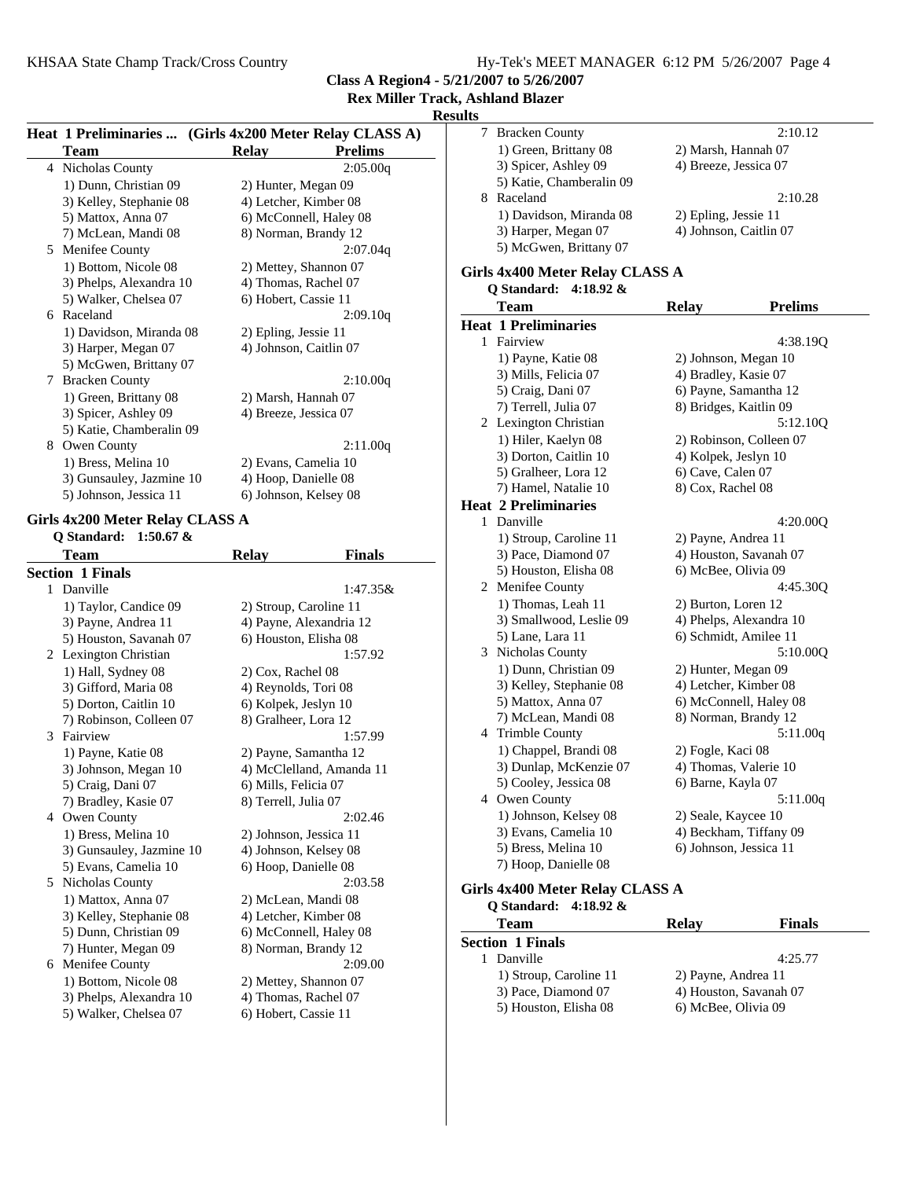**Class A Region4 - 5/21/2007 to 5/26/2007**
**Rex Miller Track, Ashland Blazer**
**Results**

### Heat 1 Preliminaries ... (Girls 4x200 Meter Relay CLASS A)

| | Team | Relay | Prelims |
|---|---|---|---|
| 4 | Nicholas County | | 2:05.00q |
| | 1) Dunn, Christian 09 | 2) Hunter, Megan 09 | |
| | 3) Kelley, Stephanie 08 | 4) Letcher, Kimber 08 | |
| | 5) Mattox, Anna 07 | 6) McConnell, Haley 08 | |
| | 7) McLean, Mandi 08 | 8) Norman, Brandy 12 | |
| 5 | Menifee County | | 2:07.04q |
| | 1) Bottom, Nicole 08 | 2) Mettey, Shannon 07 | |
| | 3) Phelps, Alexandra 10 | 4) Thomas, Rachel 07 | |
| | 5) Walker, Chelsea 07 | 6) Hobert, Cassie 11 | |
| 6 | Raceland | | 2:09.10q |
| | 1) Davidson, Miranda 08 | 2) Epling, Jessie 11 | |
| | 3) Harper, Megan 07 | 4) Johnson, Caitlin 07 | |
| | 5) McGwen, Brittany 07 | | |
| 7 | Bracken County | | 2:10.00q |
| | 1) Green, Brittany 08 | 2) Marsh, Hannah 07 | |
| | 3) Spicer, Ashley 09 | 4) Breeze, Jessica 07 | |
| | 5) Katie, Chamberalin 09 | | |
| 8 | Owen County | | 2:11.00q |
| | 1) Bress, Melina 10 | 2) Evans, Camelia 10 | |
| | 3) Gunsauley, Jazmine 10 | 4) Hoop, Danielle 08 | |
| | 5) Johnson, Jessica 11 | 6) Johnson, Kelsey 08 | |

### Girls 4x200 Meter Relay CLASS A

Q Standard: 1:50.67 &

| | Team | Relay | Finals |
|---|---|---|---|
| **Section 1 Finals** | | | |
| 1 | Danville | | 1:47.35& |
| | 1) Taylor, Candice 09 | 2) Stroup, Caroline 11 | |
| | 3) Payne, Andrea 11 | 4) Payne, Alexandria 12 | |
| | 5) Houston, Savanah 07 | 6) Houston, Elisha 08 | |
| 2 | Lexington Christian | | 1:57.92 |
| | 1) Hall, Sydney 08 | 2) Cox, Rachel 08 | |
| | 3) Gifford, Maria 08 | 4) Reynolds, Tori 08 | |
| | 5) Dorton, Caitlin 10 | 6) Kolpek, Jeslyn 10 | |
| | 7) Robinson, Colleen 07 | 8) Gralheer, Lora 12 | |
| 3 | Fairview | | 1:57.99 |
| | 1) Payne, Katie 08 | 2) Payne, Samantha 12 | |
| | 3) Johnson, Megan 10 | 4) McClelland, Amanda 11 | |
| | 5) Craig, Dani 07 | 6) Mills, Felicia 07 | |
| | 7) Bradley, Kasie 07 | 8) Terrell, Julia 07 | |
| 4 | Owen County | | 2:02.46 |
| | 1) Bress, Melina 10 | 2) Johnson, Jessica 11 | |
| | 3) Gunsauley, Jazmine 10 | 4) Johnson, Kelsey 08 | |
| | 5) Evans, Camelia 10 | 6) Hoop, Danielle 08 | |
| 5 | Nicholas County | | 2:03.58 |
| | 1) Mattox, Anna 07 | 2) McLean, Mandi 08 | |
| | 3) Kelley, Stephanie 08 | 4) Letcher, Kimber 08 | |
| | 5) Dunn, Christian 09 | 6) McConnell, Haley 08 | |
| | 7) Hunter, Megan 09 | 8) Norman, Brandy 12 | |
| 6 | Menifee County | | 2:09.00 |
| | 1) Bottom, Nicole 08 | 2) Mettey, Shannon 07 | |
| | 3) Phelps, Alexandra 10 | 4) Thomas, Rachel 07 | |
| | 5) Walker, Chelsea 07 | 6) Hobert, Cassie 11 | |
| 7 | Bracken County | | 2:10.12 |
| | 1) Green, Brittany 08 | 2) Marsh, Hannah 07 | |
| | 3) Spicer, Ashley 09 | 4) Breeze, Jessica 07 | |
| | 5) Katie, Chamberalin 09 | | |
| 8 | Raceland | | 2:10.28 |
| | 1) Davidson, Miranda 08 | 2) Epling, Jessie 11 | |
| | 3) Harper, Megan 07 | 4) Johnson, Caitlin 07 | |
| | 5) McGwen, Brittany 07 | | |

### Girls 4x400 Meter Relay CLASS A

Q Standard: 4:18.92 &

| | Team | Relay | Prelims |
|---|---|---|---|
| **Heat 1 Preliminaries** | | | |
| 1 | Fairview | | 4:38.19Q |
| | 1) Payne, Katie 08 | 2) Johnson, Megan 10 | |
| | 3) Mills, Felicia 07 | 4) Bradley, Kasie 07 | |
| | 5) Craig, Dani 07 | 6) Payne, Samantha 12 | |
| | 7) Terrell, Julia 07 | 8) Bridges, Kaitlin 09 | |
| 2 | Lexington Christian | | 5:12.10Q |
| | 1) Hiler, Kaelyn 08 | 2) Robinson, Colleen 07 | |
| | 3) Dorton, Caitlin 10 | 4) Kolpek, Jeslyn 10 | |
| | 5) Gralheer, Lora 12 | 6) Cave, Calen 07 | |
| | 7) Hamel, Natalie 10 | 8) Cox, Rachel 08 | |
| **Heat 2 Preliminaries** | | | |
| 1 | Danville | | 4:20.00Q |
| | 1) Stroup, Caroline 11 | 2) Payne, Andrea 11 | |
| | 3) Pace, Diamond 07 | 4) Houston, Savanah 07 | |
| | 5) Houston, Elisha 08 | 6) McBee, Olivia 09 | |
| 2 | Menifee County | | 4:45.30Q |
| | 1) Thomas, Leah 11 | 2) Burton, Loren 12 | |
| | 3) Smallwood, Leslie 09 | 4) Phelps, Alexandra 10 | |
| | 5) Lane, Lara 11 | 6) Schmidt, Amilee 11 | |
| 3 | Nicholas County | | 5:10.00Q |
| | 1) Dunn, Christian 09 | 2) Hunter, Megan 09 | |
| | 3) Kelley, Stephanie 08 | 4) Letcher, Kimber 08 | |
| | 5) Mattox, Anna 07 | 6) McConnell, Haley 08 | |
| | 7) McLean, Mandi 08 | 8) Norman, Brandy 12 | |
| 4 | Trimble County | | 5:11.00q |
| | 1) Chappel, Brandi 08 | 2) Fogle, Kaci 08 | |
| | 3) Dunlap, McKenzie 07 | 4) Thomas, Valerie 10 | |
| | 5) Cooley, Jessica 08 | 6) Barne, Kayla 07 | |
| 4 | Owen County | | 5:11.00q |
| | 1) Johnson, Kelsey 08 | 2) Seale, Kaycee 10 | |
| | 3) Evans, Camelia 10 | 4) Beckham, Tiffany 09 | |
| | 5) Bress, Melina 10 | 6) Johnson, Jessica 11 | |
| | 7) Hoop, Danielle 08 | | |

### Girls 4x400 Meter Relay CLASS A

Q Standard: 4:18.92 &

| | Team | Relay | Finals |
|---|---|---|---|
| **Section 1 Finals** | | | |
| 1 | Danville | | 4:25.77 |
| | 1) Stroup, Caroline 11 | 2) Payne, Andrea 11 | |
| | 3) Pace, Diamond 07 | 4) Houston, Savanah 07 | |
| | 5) Houston, Elisha 08 | 6) McBee, Olivia 09 | |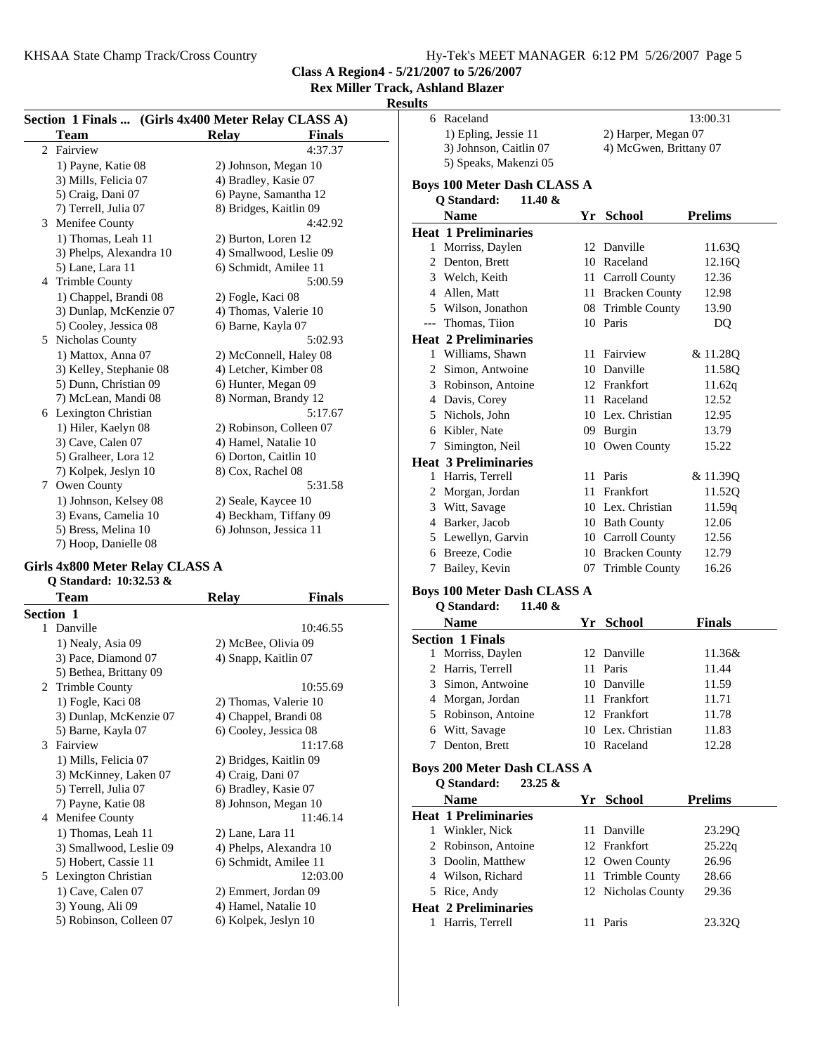**Class A Region4 - 5/21/2007 to 5/26/2007**
**Rex Miller Track, Ashland Blazer**
**Results**

### Section 1 Finals ... (Girls 4x400 Meter Relay CLASS A)

| | Team | Relay | Finals |
|---|---|---|---|
| 2 | Fairview | | 4:37.37 |
| | 1) Payne, Katie 08 | 2) Johnson, Megan 10 | |
| | 3) Mills, Felicia 07 | 4) Bradley, Kasie 07 | |
| | 5) Craig, Dani 07 | 6) Payne, Samantha 12 | |
| | 7) Terrell, Julia 07 | 8) Bridges, Kaitlin 09 | |
| 3 | Menifee County | | 4:42.92 |
| | 1) Thomas, Leah 11 | 2) Burton, Loren 12 | |
| | 3) Phelps, Alexandra 10 | 4) Smallwood, Leslie 09 | |
| | 5) Lane, Lara 11 | 6) Schmidt, Amilee 11 | |
| 4 | Trimble County | | 5:00.59 |
| | 1) Chappel, Brandi 08 | 2) Fogle, Kaci 08 | |
| | 3) Dunlap, McKenzie 07 | 4) Thomas, Valerie 10 | |
| | 5) Cooley, Jessica 08 | 6) Barne, Kayla 07 | |
| 5 | Nicholas County | | 5:02.93 |
| | 1) Mattox, Anna 07 | 2) McConnell, Haley 08 | |
| | 3) Kelley, Stephanie 08 | 4) Letcher, Kimber 08 | |
| | 5) Dunn, Christian 09 | 6) Hunter, Megan 09 | |
| | 7) McLean, Mandi 08 | 8) Norman, Brandy 12 | |
| 6 | Lexington Christian | | 5:17.67 |
| | 1) Hiler, Kaelyn 08 | 2) Robinson, Colleen 07 | |
| | 3) Cave, Calen 07 | 4) Hamel, Natalie 10 | |
| | 5) Gralheer, Lora 12 | 6) Dorton, Caitlin 10 | |
| | 7) Kolpek, Jeslyn 10 | 8) Cox, Rachel 08 | |
| 7 | Owen County | | 5:31.58 |
| | 1) Johnson, Kelsey 08 | 2) Seale, Kaycee 10 | |
| | 3) Evans, Camelia 10 | 4) Beckham, Tiffany 09 | |
| | 5) Bress, Melina 10 | 6) Johnson, Jessica 11 | |
| | 7) Hoop, Danielle 08 | | |

### Girls 4x800 Meter Relay CLASS A

Q Standard: 10:32.53 &

| | Team | Relay | Finals |
|---|---|---|---|
| **Section 1** | | | |
| 1 | Danville | | 10:46.55 |
| | 1) Nealy, Asia 09 | 2) McBee, Olivia 09 | |
| | 3) Pace, Diamond 07 | 4) Snapp, Kaitlin 07 | |
| | 5) Bethea, Brittany 09 | | |
| 2 | Trimble County | | 10:55.69 |
| | 1) Fogle, Kaci 08 | 2) Thomas, Valerie 10 | |
| | 3) Dunlap, McKenzie 07 | 4) Chappel, Brandi 08 | |
| | 5) Barne, Kayla 07 | 6) Cooley, Jessica 08 | |
| 3 | Fairview | | 11:17.68 |
| | 1) Mills, Felicia 07 | 2) Bridges, Kaitlin 09 | |
| | 3) McKinney, Laken 07 | 4) Craig, Dani 07 | |
| | 5) Terrell, Julia 07 | 6) Bradley, Kasie 07 | |
| | 7) Payne, Katie 08 | 8) Johnson, Megan 10 | |
| 4 | Menifee County | | 11:46.14 |
| | 1) Thomas, Leah 11 | 2) Lane, Lara 11 | |
| | 3) Smallwood, Leslie 09 | 4) Phelps, Alexandra 10 | |
| | 5) Hobert, Cassie 11 | 6) Schmidt, Amilee 11 | |
| 5 | Lexington Christian | | 12:03.00 |
| | 1) Cave, Calen 07 | 2) Emmert, Jordan 09 | |
| | 3) Young, Ali 09 | 4) Hamel, Natalie 10 | |
| | 5) Robinson, Colleen 07 | 6) Kolpek, Jeslyn 10 | |
| 6 | Raceland | | 13:00.31 |
| | 1) Epling, Jessie 11 | 2) Harper, Megan 07 | |
| | 3) Johnson, Caitlin 07 | 4) McGwen, Brittany 07 | |
| | 5) Speaks, Makenzi 05 | | |

### Boys 100 Meter Dash CLASS A

Q Standard: 11.40 &

| | Name | Yr | School | Prelims |
|---|---|---|---|---|
| **Heat 1 Preliminaries** | | | | |
| 1 | Morriss, Daylen | 12 | Danville | 11.63Q |
| 2 | Denton, Brett | 10 | Raceland | 12.16Q |
| 3 | Welch, Keith | 11 | Carroll County | 12.36 |
| 4 | Allen, Matt | 11 | Bracken County | 12.98 |
| 5 | Wilson, Jonathon | 08 | Trimble County | 13.90 |
| --- | Thomas, Tiion | 10 | Paris | DQ |
| **Heat 2 Preliminaries** | | | | |
| 1 | Williams, Shawn | 11 | Fairview | & 11.28Q |
| 2 | Simon, Antwoine | 10 | Danville | 11.58Q |
| 3 | Robinson, Antoine | 12 | Frankfort | 11.62q |
| 4 | Davis, Corey | 11 | Raceland | 12.52 |
| 5 | Nichols, John | 10 | Lex. Christian | 12.95 |
| 6 | Kibler, Nate | 09 | Burgin | 13.79 |
| 7 | Simington, Neil | 10 | Owen County | 15.22 |
| **Heat 3 Preliminaries** | | | | |
| 1 | Harris, Terrell | 11 | Paris | & 11.39Q |
| 2 | Morgan, Jordan | 11 | Frankfort | 11.52Q |
| 3 | Witt, Savage | 10 | Lex. Christian | 11.59q |
| 4 | Barker, Jacob | 10 | Bath County | 12.06 |
| 5 | Lewellyn, Garvin | 10 | Carroll County | 12.56 |
| 6 | Breeze, Codie | 10 | Bracken County | 12.79 |
| 7 | Bailey, Kevin | 07 | Trimble County | 16.26 |

### Boys 100 Meter Dash CLASS A

Q Standard: 11.40 &

| | Name | Yr | School | Finals |
|---|---|---|---|---|
| **Section 1 Finals** | | | | |
| 1 | Morriss, Daylen | 12 | Danville | 11.36& |
| 2 | Harris, Terrell | 11 | Paris | 11.44 |
| 3 | Simon, Antwoine | 10 | Danville | 11.59 |
| 4 | Morgan, Jordan | 11 | Frankfort | 11.71 |
| 5 | Robinson, Antoine | 12 | Frankfort | 11.78 |
| 6 | Witt, Savage | 10 | Lex. Christian | 11.83 |
| 7 | Denton, Brett | 10 | Raceland | 12.28 |

### Boys 200 Meter Dash CLASS A

Q Standard: 23.25 &

| | Name | Yr | School | Prelims |
|---|---|---|---|---|
| **Heat 1 Preliminaries** | | | | |
| 1 | Winkler, Nick | 11 | Danville | 23.29Q |
| 2 | Robinson, Antoine | 12 | Frankfort | 25.22q |
| 3 | Doolin, Matthew | 12 | Owen County | 26.96 |
| 4 | Wilson, Richard | 11 | Trimble County | 28.66 |
| 5 | Rice, Andy | 12 | Nicholas County | 29.36 |
| **Heat 2 Preliminaries** | | | | |
| 1 | Harris, Terrell | 11 | Paris | 23.32Q |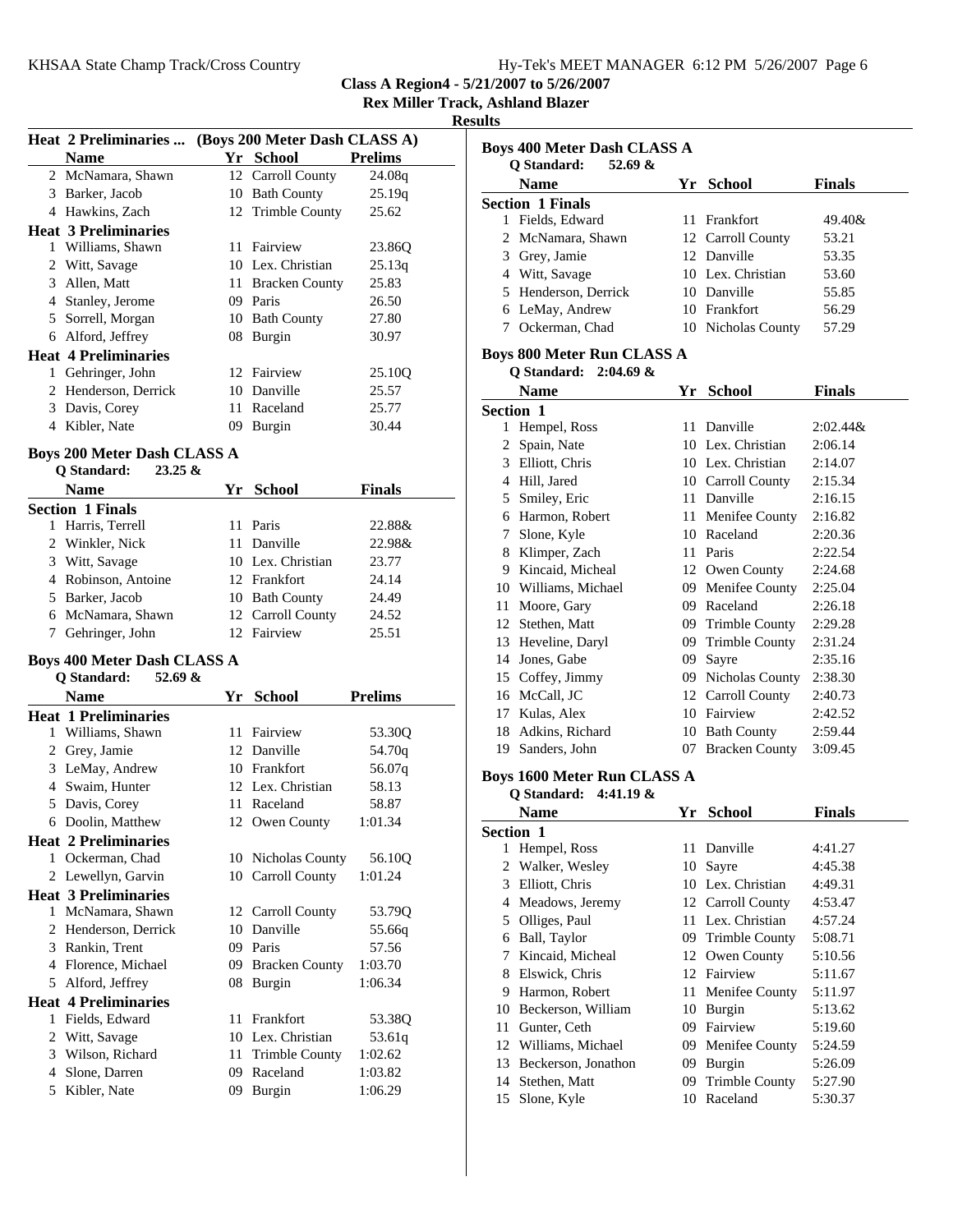**Class A Region4 - 5/21/2007 to 5/26/2007**

**Rex Miller Track, Ashland Blazer**

**Results**

**Heat 2 Preliminaries ... (Boys 200 Meter Dash CLASS A)**

| | Name | Yr | School | Prelims |
|---|---|---|---|---|
| 2 | McNamara, Shawn | 12 | Carroll County | 24.08q |
| 3 | Barker, Jacob | 10 | Bath County | 25.19q |
| 4 | Hawkins, Zach | 12 | Trimble County | 25.62 |
| **Heat 3 Preliminaries** | | | | |
| 1 | Williams, Shawn | 11 | Fairview | 23.86Q |
| 2 | Witt, Savage | 10 | Lex. Christian | 25.13q |
| 3 | Allen, Matt | 11 | Bracken County | 25.83 |
| 4 | Stanley, Jerome | 09 | Paris | 26.50 |
| 5 | Sorrell, Morgan | 10 | Bath County | 27.80 |
| 6 | Alford, Jeffrey | 08 | Burgin | 30.97 |
| **Heat 4 Preliminaries** | | | | |
| 1 | Gehringer, John | 12 | Fairview | 25.10Q |
| 2 | Henderson, Derrick | 10 | Danville | 25.57 |
| 3 | Davis, Corey | 11 | Raceland | 25.77 |
| 4 | Kibler, Nate | 09 | Burgin | 30.44 |

### Boys 200 Meter Dash CLASS A

Q Standard: 23.25 &

| | Name | Yr | School | Finals |
|---|---|---|---|---|
| **Section 1 Finals** | | | | |
| 1 | Harris, Terrell | 11 | Paris | 22.88& |
| 2 | Winkler, Nick | 11 | Danville | 22.98& |
| 3 | Witt, Savage | 10 | Lex. Christian | 23.77 |
| 4 | Robinson, Antoine | 12 | Frankfort | 24.14 |
| 5 | Barker, Jacob | 10 | Bath County | 24.49 |
| 6 | McNamara, Shawn | 12 | Carroll County | 24.52 |
| 7 | Gehringer, John | 12 | Fairview | 25.51 |

### Boys 400 Meter Dash CLASS A

Q Standard: 52.69 &

| | Name | Yr | School | Prelims |
|---|---|---|---|---|
| **Heat 1 Preliminaries** | | | | |
| 1 | Williams, Shawn | 11 | Fairview | 53.30Q |
| 2 | Grey, Jamie | 12 | Danville | 54.70q |
| 3 | LeMay, Andrew | 10 | Frankfort | 56.07q |
| 4 | Swaim, Hunter | 12 | Lex. Christian | 58.13 |
| 5 | Davis, Corey | 11 | Raceland | 58.87 |
| 6 | Doolin, Matthew | 12 | Owen County | 1:01.34 |
| **Heat 2 Preliminaries** | | | | |
| 1 | Ockerman, Chad | 10 | Nicholas County | 56.10Q |
| 2 | Lewellyn, Garvin | 10 | Carroll County | 1:01.24 |
| **Heat 3 Preliminaries** | | | | |
| 1 | McNamara, Shawn | 12 | Carroll County | 53.79Q |
| 2 | Henderson, Derrick | 10 | Danville | 55.66q |
| 3 | Rankin, Trent | 09 | Paris | 57.56 |
| 4 | Florence, Michael | 09 | Bracken County | 1:03.70 |
| 5 | Alford, Jeffrey | 08 | Burgin | 1:06.34 |
| **Heat 4 Preliminaries** | | | | |
| 1 | Fields, Edward | 11 | Frankfort | 53.38Q |
| 2 | Witt, Savage | 10 | Lex. Christian | 53.61q |
| 3 | Wilson, Richard | 11 | Trimble County | 1:02.62 |
| 4 | Slone, Darren | 09 | Raceland | 1:03.82 |
| 5 | Kibler, Nate | 09 | Burgin | 1:06.29 |

### Boys 400 Meter Dash CLASS A

Q Standard: 52.69 &

| | Name | Yr | School | Finals |
|---|---|---|---|---|
| **Section 1 Finals** | | | | |
| 1 | Fields, Edward | 11 | Frankfort | 49.40& |
| 2 | McNamara, Shawn | 12 | Carroll County | 53.21 |
| 3 | Grey, Jamie | 12 | Danville | 53.35 |
| 4 | Witt, Savage | 10 | Lex. Christian | 53.60 |
| 5 | Henderson, Derrick | 10 | Danville | 55.85 |
| 6 | LeMay, Andrew | 10 | Frankfort | 56.29 |
| 7 | Ockerman, Chad | 10 | Nicholas County | 57.29 |

### Boys 800 Meter Run CLASS A

Q Standard: 2:04.69 &

| | Name | Yr | School | Finals |
|---|---|---|---|---|
| **Section 1** | | | | |
| 1 | Hempel, Ross | 11 | Danville | 2:02.44& |
| 2 | Spain, Nate | 10 | Lex. Christian | 2:06.14 |
| 3 | Elliott, Chris | 10 | Lex. Christian | 2:14.07 |
| 4 | Hill, Jared | 10 | Carroll County | 2:15.34 |
| 5 | Smiley, Eric | 11 | Danville | 2:16.15 |
| 6 | Harmon, Robert | 11 | Menifee County | 2:16.82 |
| 7 | Slone, Kyle | 10 | Raceland | 2:20.36 |
| 8 | Klimper, Zach | 11 | Paris | 2:22.54 |
| 9 | Kincaid, Micheal | 12 | Owen County | 2:24.68 |
| 10 | Williams, Michael | 09 | Menifee County | 2:25.04 |
| 11 | Moore, Gary | 09 | Raceland | 2:26.18 |
| 12 | Stethen, Matt | 09 | Trimble County | 2:29.28 |
| 13 | Heveline, Daryl | 09 | Trimble County | 2:31.24 |
| 14 | Jones, Gabe | 09 | Sayre | 2:35.16 |
| 15 | Coffey, Jimmy | 09 | Nicholas County | 2:38.30 |
| 16 | McCall, JC | 12 | Carroll County | 2:40.73 |
| 17 | Kulas, Alex | 10 | Fairview | 2:42.52 |
| 18 | Adkins, Richard | 10 | Bath County | 2:59.44 |
| 19 | Sanders, John | 07 | Bracken County | 3:09.45 |

### Boys 1600 Meter Run CLASS A

Q Standard: 4:41.19 &

| | Name | Yr | School | Finals |
|---|---|---|---|---|
| **Section 1** | | | | |
| 1 | Hempel, Ross | 11 | Danville | 4:41.27 |
| 2 | Walker, Wesley | 10 | Sayre | 4:45.38 |
| 3 | Elliott, Chris | 10 | Lex. Christian | 4:49.31 |
| 4 | Meadows, Jeremy | 12 | Carroll County | 4:53.47 |
| 5 | Olliges, Paul | 11 | Lex. Christian | 4:57.24 |
| 6 | Ball, Taylor | 09 | Trimble County | 5:08.71 |
| 7 | Kincaid, Micheal | 12 | Owen County | 5:10.56 |
| 8 | Elswick, Chris | 12 | Fairview | 5:11.67 |
| 9 | Harmon, Robert | 11 | Menifee County | 5:11.97 |
| 10 | Beckerson, William | 10 | Burgin | 5:13.62 |
| 11 | Gunter, Ceth | 09 | Fairview | 5:19.60 |
| 12 | Williams, Michael | 09 | Menifee County | 5:24.59 |
| 13 | Beckerson, Jonathon | 09 | Burgin | 5:26.09 |
| 14 | Stethen, Matt | 09 | Trimble County | 5:27.90 |
| 15 | Slone, Kyle | 10 | Raceland | 5:30.37 |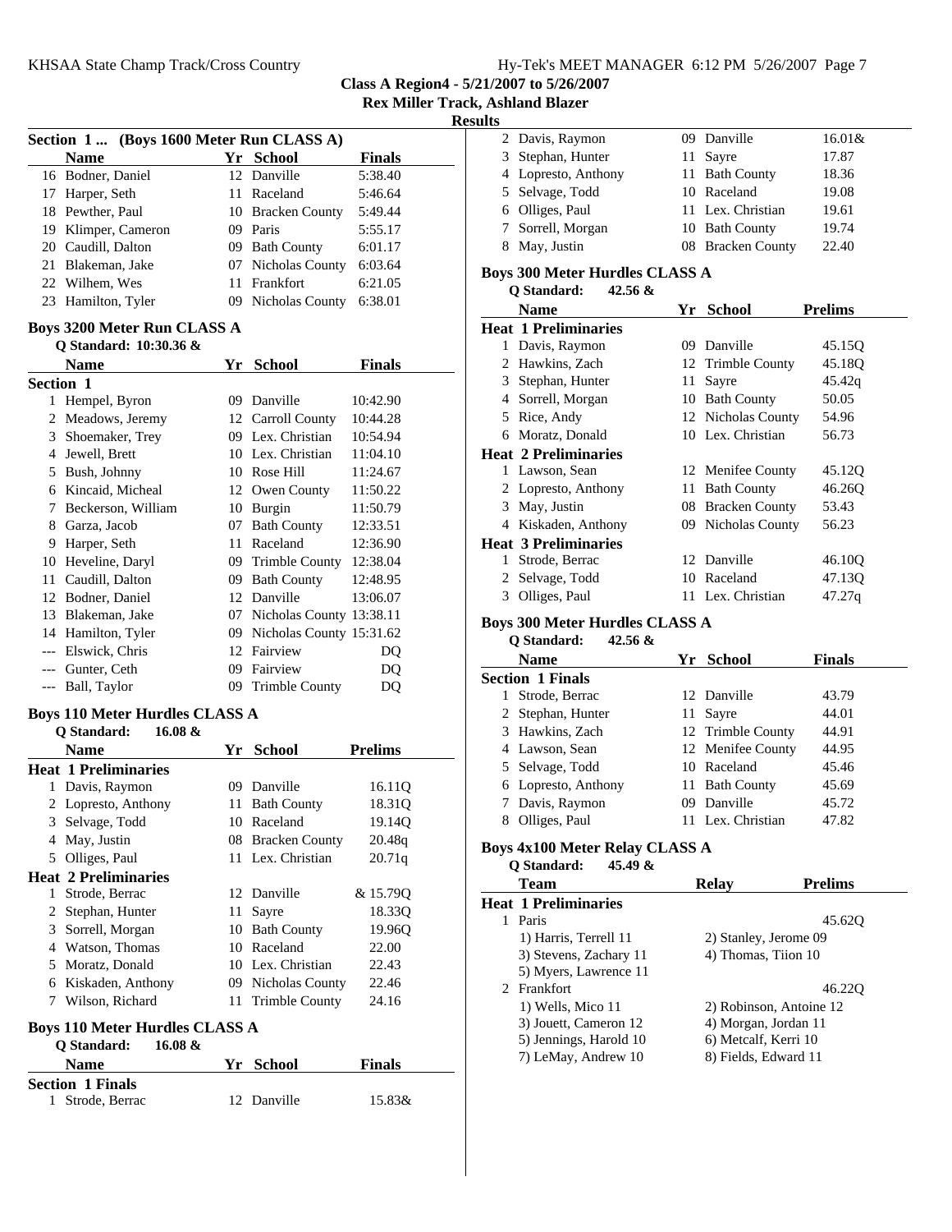## Class A Region4 - 5/21/2007 to 5/26/2007
## Rex Miller Track, Ashland Blazer
## Results

### Section 1 ... (Boys 1600 Meter Run CLASS A)

| | Name | Yr | School | Finals |
|---|---|---|---|---|
| 16 | Bodner, Daniel | 12 | Danville | 5:38.40 |
| 17 | Harper, Seth | 11 | Raceland | 5:46.64 |
| 18 | Pewther, Paul | 10 | Bracken County | 5:49.44 |
| 19 | Klimper, Cameron | 09 | Paris | 5:55.17 |
| 20 | Caudill, Dalton | 09 | Bath County | 6:01.17 |
| 21 | Blakeman, Jake | 07 | Nicholas County | 6:03.64 |
| 22 | Wilhem, Wes | 11 | Frankfort | 6:21.05 |
| 23 | Hamilton, Tyler | 09 | Nicholas County | 6:38.01 |

### Boys 3200 Meter Run CLASS A

**Q Standard: 10:30.36 &**

| | Name | Yr | School | Finals |
|---|---|---|---|---|
| **Section 1** | | | | |
| 1 | Hempel, Byron | 09 | Danville | 10:42.90 |
| 2 | Meadows, Jeremy | 12 | Carroll County | 10:44.28 |
| 3 | Shoemaker, Trey | 09 | Lex. Christian | 10:54.94 |
| 4 | Jewell, Brett | 10 | Lex. Christian | 11:04.10 |
| 5 | Bush, Johnny | 10 | Rose Hill | 11:24.67 |
| 6 | Kincaid, Micheal | 12 | Owen County | 11:50.22 |
| 7 | Beckerson, William | 10 | Burgin | 11:50.79 |
| 8 | Garza, Jacob | 07 | Bath County | 12:33.51 |
| 9 | Harper, Seth | 11 | Raceland | 12:36.90 |
| 10 | Heveline, Daryl | 09 | Trimble County | 12:38.04 |
| 11 | Caudill, Dalton | 09 | Bath County | 12:48.95 |
| 12 | Bodner, Daniel | 12 | Danville | 13:06.07 |
| 13 | Blakeman, Jake | 07 | Nicholas County | 13:38.11 |
| 14 | Hamilton, Tyler | 09 | Nicholas County | 15:31.62 |
| --- | Elswick, Chris | 12 | Fairview | DQ |
| --- | Gunter, Ceth | 09 | Fairview | DQ |
| --- | Ball, Taylor | 09 | Trimble County | DQ |

### Boys 110 Meter Hurdles CLASS A

**Q Standard: 16.08 &**

| | Name | Yr | School | Prelims |
|---|---|---|---|---|
| **Heat 1 Preliminaries** | | | | |
| 1 | Davis, Raymon | 09 | Danville | 16.11Q |
| 2 | Lopresto, Anthony | 11 | Bath County | 18.31Q |
| 3 | Selvage, Todd | 10 | Raceland | 19.14Q |
| 4 | May, Justin | 08 | Bracken County | 20.48q |
| 5 | Olliges, Paul | 11 | Lex. Christian | 20.71q |
| **Heat 2 Preliminaries** | | | | |
| 1 | Strode, Berrac | 12 | Danville | & 15.79Q |
| 2 | Stephan, Hunter | 11 | Sayre | 18.33Q |
| 3 | Sorrell, Morgan | 10 | Bath County | 19.96Q |
| 4 | Watson, Thomas | 10 | Raceland | 22.00 |
| 5 | Moratz, Donald | 10 | Lex. Christian | 22.43 |
| 6 | Kiskaden, Anthony | 09 | Nicholas County | 22.46 |
| 7 | Wilson, Richard | 11 | Trimble County | 24.16 |

### Boys 110 Meter Hurdles CLASS A

**Q Standard: 16.08 &**

| | Name | Yr | School | Finals |
|---|---|---|---|---|
| **Section 1 Finals** | | | | |
| 1 | Strode, Berrac | 12 | Danville | 15.83& |
| 2 | Davis, Raymon | 09 | Danville | 16.01& |
| 3 | Stephan, Hunter | 11 | Sayre | 17.87 |
| 4 | Lopresto, Anthony | 11 | Bath County | 18.36 |
| 5 | Selvage, Todd | 10 | Raceland | 19.08 |
| 6 | Olliges, Paul | 11 | Lex. Christian | 19.61 |
| 7 | Sorrell, Morgan | 10 | Bath County | 19.74 |
| 8 | May, Justin | 08 | Bracken County | 22.40 |

### Boys 300 Meter Hurdles CLASS A

**Q Standard: 42.56 &**

| | Name | Yr | School | Prelims |
|---|---|---|---|---|
| **Heat 1 Preliminaries** | | | | |
| 1 | Davis, Raymon | 09 | Danville | 45.15Q |
| 2 | Hawkins, Zach | 12 | Trimble County | 45.18Q |
| 3 | Stephan, Hunter | 11 | Sayre | 45.42q |
| 4 | Sorrell, Morgan | 10 | Bath County | 50.05 |
| 5 | Rice, Andy | 12 | Nicholas County | 54.96 |
| 6 | Moratz, Donald | 10 | Lex. Christian | 56.73 |
| **Heat 2 Preliminaries** | | | | |
| 1 | Lawson, Sean | 12 | Menifee County | 45.12Q |
| 2 | Lopresto, Anthony | 11 | Bath County | 46.26Q |
| 3 | May, Justin | 08 | Bracken County | 53.43 |
| 4 | Kiskaden, Anthony | 09 | Nicholas County | 56.23 |
| **Heat 3 Preliminaries** | | | | |
| 1 | Strode, Berrac | 12 | Danville | 46.10Q |
| 2 | Selvage, Todd | 10 | Raceland | 47.13Q |
| 3 | Olliges, Paul | 11 | Lex. Christian | 47.27q |

### Boys 300 Meter Hurdles CLASS A

**Q Standard: 42.56 &**

| | Name | Yr | School | Finals |
|---|---|---|---|---|
| **Section 1 Finals** | | | | |
| 1 | Strode, Berrac | 12 | Danville | 43.79 |
| 2 | Stephan, Hunter | 11 | Sayre | 44.01 |
| 3 | Hawkins, Zach | 12 | Trimble County | 44.91 |
| 4 | Lawson, Sean | 12 | Menifee County | 44.95 |
| 5 | Selvage, Todd | 10 | Raceland | 45.46 |
| 6 | Lopresto, Anthony | 11 | Bath County | 45.69 |
| 7 | Davis, Raymon | 09 | Danville | 45.72 |
| 8 | Olliges, Paul | 11 | Lex. Christian | 47.82 |

### Boys 4x100 Meter Relay CLASS A

**Q Standard: 45.49 &**

| | Team | Relay | Prelims |
|---|---|---|---|
| **Heat 1 Preliminaries** | | | |
| 1 | Paris | | 45.62Q |
| | 1) Harris, Terrell 11 | 2) Stanley, Jerome 09 | |
| | 3) Stevens, Zachary 11 | 4) Thomas, Tiion 10 | |
| | 5) Myers, Lawrence 11 | | |
| 2 | Frankfort | | 46.22Q |
| | 1) Wells, Mico 11 | 2) Robinson, Antoine 12 | |
| | 3) Jouett, Cameron 12 | 4) Morgan, Jordan 11 | |
| | 5) Jennings, Harold 10 | 6) Metcalf, Kerri 10 | |
| | 7) LeMay, Andrew 10 | 8) Fields, Edward 11 | |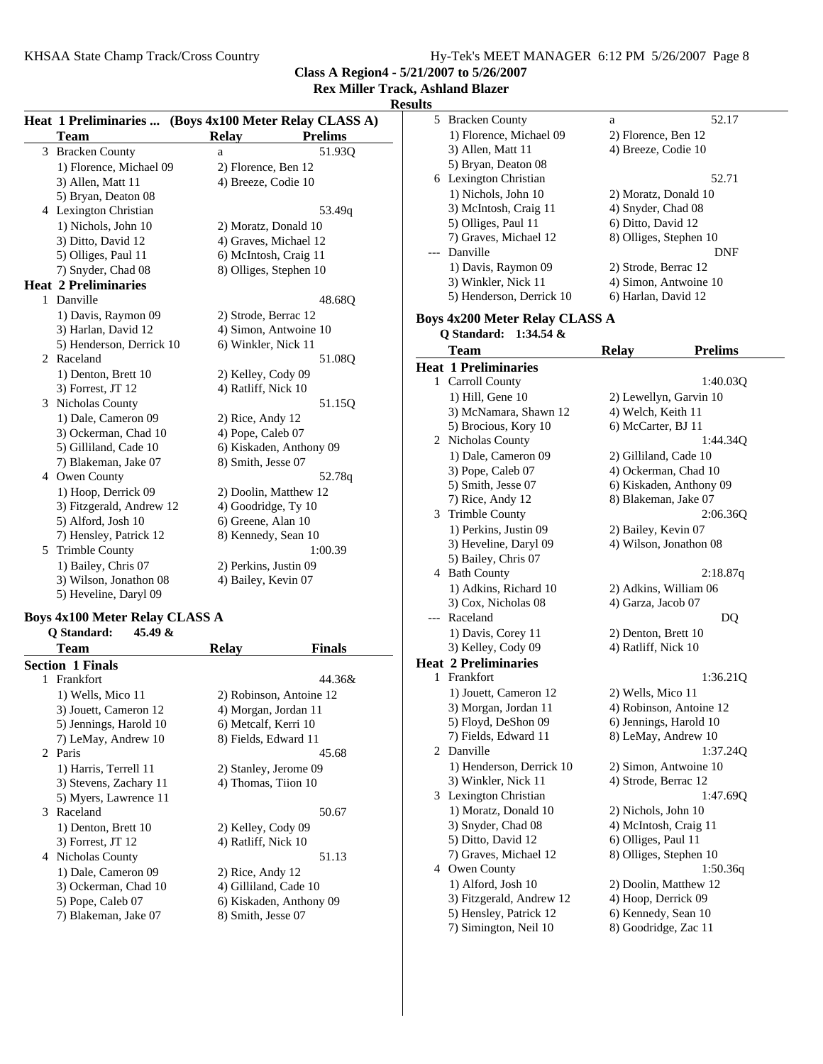**Class A Region4 - 5/21/2007 to 5/26/2007**

**Rex Miller Track, Ashland Blazer**

**Results**

### Heat 1 Preliminaries ... (Boys 4x100 Meter Relay CLASS A)

| | Team | Relay | Prelims |
|---|---|---|---|
| 3 | Bracken County | a | 51.93Q |
| | 1) Florence, Michael 09 | 2) Florence, Ben 12 | |
| | 3) Allen, Matt 11 | 4) Breeze, Codie 10 | |
| | 5) Bryan, Deaton 08 | | |
| 4 | Lexington Christian | | 53.49q |
| | 1) Nichols, John 10 | 2) Moratz, Donald 10 | |
| | 3) Ditto, David 12 | 4) Graves, Michael 12 | |
| | 5) Olliges, Paul 11 | 6) McIntosh, Craig 11 | |
| | 7) Snyder, Chad 08 | 8) Olliges, Stephen 10 | |

**Heat 2 Preliminaries**

| | Team | Relay | Prelims |
|---|---|---|---|
| 1 | Danville | | 48.68Q |
| | 1) Davis, Raymon 09 | 2) Strode, Berrac 12 | |
| | 3) Harlan, David 12 | 4) Simon, Antwoine 10 | |
| | 5) Henderson, Derrick 10 | 6) Winkler, Nick 11 | |
| 2 | Raceland | | 51.08Q |
| | 1) Denton, Brett 10 | 2) Kelley, Cody 09 | |
| | 3) Forrest, JT 12 | 4) Ratliff, Nick 10 | |
| 3 | Nicholas County | | 51.15Q |
| | 1) Dale, Cameron 09 | 2) Rice, Andy 12 | |
| | 3) Ockerman, Chad 10 | 4) Pope, Caleb 07 | |
| | 5) Gilliland, Cade 10 | 6) Kiskaden, Anthony 09 | |
| | 7) Blakeman, Jake 07 | 8) Smith, Jesse 07 | |
| 4 | Owen County | | 52.78q |
| | 1) Hoop, Derrick 09 | 2) Doolin, Matthew 12 | |
| | 3) Fitzgerald, Andrew 12 | 4) Goodridge, Ty 10 | |
| | 5) Alford, Josh 10 | 6) Greene, Alan 10 | |
| | 7) Hensley, Patrick 12 | 8) Kennedy, Sean 10 | |
| 5 | Trimble County | | 1:00.39 |
| | 1) Bailey, Chris 07 | 2) Perkins, Justin 09 | |
| | 3) Wilson, Jonathon 08 | 4) Bailey, Kevin 07 | |
| | 5) Heveline, Daryl 09 | | |

### Boys 4x100 Meter Relay CLASS A

**Q Standard: 45.49 &**

| | Team | Relay | Finals |
|---|---|---|---|
| | **Section 1 Finals** | | |
| 1 | Frankfort | | 44.36& |
| | 1) Wells, Mico 11 | 2) Robinson, Antoine 12 | |
| | 3) Jouett, Cameron 12 | 4) Morgan, Jordan 11 | |
| | 5) Jennings, Harold 10 | 6) Metcalf, Kerri 10 | |
| | 7) LeMay, Andrew 10 | 8) Fields, Edward 11 | |
| 2 | Paris | | 45.68 |
| | 1) Harris, Terrell 11 | 2) Stanley, Jerome 09 | |
| | 3) Stevens, Zachary 11 | 4) Thomas, Tiion 10 | |
| | 5) Myers, Lawrence 11 | | |
| 3 | Raceland | | 50.67 |
| | 1) Denton, Brett 10 | 2) Kelley, Cody 09 | |
| | 3) Forrest, JT 12 | 4) Ratliff, Nick 10 | |
| 4 | Nicholas County | | 51.13 |
| | 1) Dale, Cameron 09 | 2) Rice, Andy 12 | |
| | 3) Ockerman, Chad 10 | 4) Gilliland, Cade 10 | |
| | 5) Pope, Caleb 07 | 6) Kiskaden, Anthony 09 | |
| | 7) Blakeman, Jake 07 | 8) Smith, Jesse 07 | |
| 5 | Bracken County | a | 52.17 |
| | 1) Florence, Michael 09 | 2) Florence, Ben 12 | |
| | 3) Allen, Matt 11 | 4) Breeze, Codie 10 | |
| | 5) Bryan, Deaton 08 | | |
| 6 | Lexington Christian | | 52.71 |
| | 1) Nichols, John 10 | 2) Moratz, Donald 10 | |
| | 3) McIntosh, Craig 11 | 4) Snyder, Chad 08 | |
| | 5) Olliges, Paul 11 | 6) Ditto, David 12 | |
| | 7) Graves, Michael 12 | 8) Olliges, Stephen 10 | |
| --- | Danville | | DNF |
| | 1) Davis, Raymon 09 | 2) Strode, Berrac 12 | |
| | 3) Winkler, Nick 11 | 4) Simon, Antwoine 10 | |
| | 5) Henderson, Derrick 10 | 6) Harlan, David 12 | |

### Boys 4x200 Meter Relay CLASS A

**Q Standard: 1:34.54 &**

| | Team | Relay | Prelims |
|---|---|---|---|
| | **Heat 1 Preliminaries** | | |
| 1 | Carroll County | | 1:40.03Q |
| | 1) Hill, Gene 10 | 2) Lewellyn, Garvin 10 | |
| | 3) McNamara, Shawn 12 | 4) Welch, Keith 11 | |
| | 5) Brocious, Kory 10 | 6) McCarter, BJ 11 | |
| 2 | Nicholas County | | 1:44.34Q |
| | 1) Dale, Cameron 09 | 2) Gilliland, Cade 10 | |
| | 3) Pope, Caleb 07 | 4) Ockerman, Chad 10 | |
| | 5) Smith, Jesse 07 | 6) Kiskaden, Anthony 09 | |
| | 7) Rice, Andy 12 | 8) Blakeman, Jake 07 | |
| 3 | Trimble County | | 2:06.36Q |
| | 1) Perkins, Justin 09 | 2) Bailey, Kevin 07 | |
| | 3) Heveline, Daryl 09 | 4) Wilson, Jonathon 08 | |
| | 5) Bailey, Chris 07 | | |
| 4 | Bath County | | 2:18.87q |
| | 1) Adkins, Richard 10 | 2) Adkins, William 06 | |
| | 3) Cox, Nicholas 08 | 4) Garza, Jacob 07 | |
| --- | Raceland | | DQ |
| | 1) Davis, Corey 11 | 2) Denton, Brett 10 | |
| | 3) Kelley, Cody 09 | 4) Ratliff, Nick 10 | |
| | **Heat 2 Preliminaries** | | |
| 1 | Frankfort | | 1:36.21Q |
| | 1) Jouett, Cameron 12 | 2) Wells, Mico 11 | |
| | 3) Morgan, Jordan 11 | 4) Robinson, Antoine 12 | |
| | 5) Floyd, DeShon 09 | 6) Jennings, Harold 10 | |
| | 7) Fields, Edward 11 | 8) LeMay, Andrew 10 | |
| 2 | Danville | | 1:37.24Q |
| | 1) Henderson, Derrick 10 | 2) Simon, Antwoine 10 | |
| | 3) Winkler, Nick 11 | 4) Strode, Berrac 12 | |
| 3 | Lexington Christian | | 1:47.69Q |
| | 1) Moratz, Donald 10 | 2) Nichols, John 10 | |
| | 3) Snyder, Chad 08 | 4) McIntosh, Craig 11 | |
| | 5) Ditto, David 12 | 6) Olliges, Paul 11 | |
| | 7) Graves, Michael 12 | 8) Olliges, Stephen 10 | |
| 4 | Owen County | | 1:50.36q |
| | 1) Alford, Josh 10 | 2) Doolin, Matthew 12 | |
| | 3) Fitzgerald, Andrew 12 | 4) Hoop, Derrick 09 | |
| | 5) Hensley, Patrick 12 | 6) Kennedy, Sean 10 | |
| | 7) Simington, Neil 10 | 8) Goodridge, Zac 11 | |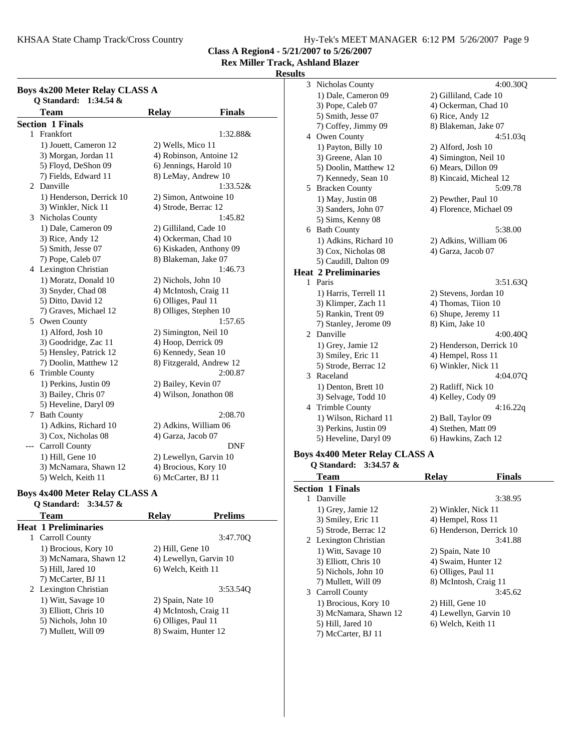**Class A Region4 - 5/21/2007 to 5/26/2007**
**Rex Miller Track, Ashland Blazer**
**Results**

### Boys 4x200 Meter Relay CLASS A

Q Standard: 1:34.54 &

| Team | Relay | Finals |
|---|---|---|
| **Section 1 Finals** | | |
| 1 Frankfort | | 1:32.88& |
| 1) Jouett, Cameron 12 | 2) Wells, Mico 11 | |
| 3) Morgan, Jordan 11 | 4) Robinson, Antoine 12 | |
| 5) Floyd, DeShon 09 | 6) Jennings, Harold 10 | |
| 7) Fields, Edward 11 | 8) LeMay, Andrew 10 | |
| 2 Danville | | 1:33.52& |
| 1) Henderson, Derrick 10 | 2) Simon, Antwoine 10 | |
| 3) Winkler, Nick 11 | 4) Strode, Berrac 12 | |
| 3 Nicholas County | | 1:45.82 |
| 1) Dale, Cameron 09 | 2) Gilliland, Cade 10 | |
| 3) Rice, Andy 12 | 4) Ockerman, Chad 10 | |
| 5) Smith, Jesse 07 | 6) Kiskaden, Anthony 09 | |
| 7) Pope, Caleb 07 | 8) Blakeman, Jake 07 | |
| 4 Lexington Christian | | 1:46.73 |
| 1) Moratz, Donald 10 | 2) Nichols, John 10 | |
| 3) Snyder, Chad 08 | 4) McIntosh, Craig 11 | |
| 5) Ditto, David 12 | 6) Olliges, Paul 11 | |
| 7) Graves, Michael 12 | 8) Olliges, Stephen 10 | |
| 5 Owen County | | 1:57.65 |
| 1) Alford, Josh 10 | 2) Simington, Neil 10 | |
| 3) Goodridge, Zac 11 | 4) Hoop, Derrick 09 | |
| 5) Hensley, Patrick 12 | 6) Kennedy, Sean 10 | |
| 7) Doolin, Matthew 12 | 8) Fitzgerald, Andrew 12 | |
| 6 Trimble County | | 2:00.87 |
| 1) Perkins, Justin 09 | 2) Bailey, Kevin 07 | |
| 3) Bailey, Chris 07 | 4) Wilson, Jonathon 08 | |
| 5) Heveline, Daryl 09 | | |
| 7 Bath County | | 2:08.70 |
| 1) Adkins, Richard 10 | 2) Adkins, William 06 | |
| 3) Cox, Nicholas 08 | 4) Garza, Jacob 07 | |
| --- Carroll County | | DNF |
| 1) Hill, Gene 10 | 2) Lewellyn, Garvin 10 | |
| 3) McNamara, Shawn 12 | 4) Brocious, Kory 10 | |
| 5) Welch, Keith 11 | 6) McCarter, BJ 11 | |

### Boys 4x400 Meter Relay CLASS A

Q Standard: 3:34.57 &

| Team | Relay | Prelims |
|---|---|---|
| **Heat 1 Preliminaries** | | |
| 1 Carroll County | | 3:47.70Q |
| 1) Brocious, Kory 10 | 2) Hill, Gene 10 | |
| 3) McNamara, Shawn 12 | 4) Lewellyn, Garvin 10 | |
| 5) Hill, Jared 10 | 6) Welch, Keith 11 | |
| 7) McCarter, BJ 11 | | |
| 2 Lexington Christian | | 3:53.54Q |
| 1) Witt, Savage 10 | 2) Spain, Nate 10 | |
| 3) Elliott, Chris 10 | 4) McIntosh, Craig 11 | |
| 5) Nichols, John 10 | 6) Olliges, Paul 11 | |
| 7) Mullett, Will 09 | 8) Swaim, Hunter 12 | |
| 3 Nicholas County | | 4:00.30Q |
| 1) Dale, Cameron 09 | 2) Gilliland, Cade 10 | |
| 3) Pope, Caleb 07 | 4) Ockerman, Chad 10 | |
| 5) Smith, Jesse 07 | 6) Rice, Andy 12 | |
| 7) Coffey, Jimmy 09 | 8) Blakeman, Jake 07 | |
| 4 Owen County | | 4:51.03q |
| 1) Payton, Billy 10 | 2) Alford, Josh 10 | |
| 3) Greene, Alan 10 | 4) Simington, Neil 10 | |
| 5) Doolin, Matthew 12 | 6) Mears, Dillon 09 | |
| 7) Kennedy, Sean 10 | 8) Kincaid, Micheal 12 | |
| 5 Bracken County | | 5:09.78 |
| 1) May, Justin 08 | 2) Pewther, Paul 10 | |
| 3) Sanders, John 07 | 4) Florence, Michael 09 | |
| 5) Sims, Kenny 08 | | |
| 6 Bath County | | 5:38.00 |
| 1) Adkins, Richard 10 | 2) Adkins, William 06 | |
| 3) Cox, Nicholas 08 | 4) Garza, Jacob 07 | |
| 5) Caudill, Dalton 09 | | |
| **Heat 2 Preliminaries** | | |
| 1 Paris | | 3:51.63Q |
| 1) Harris, Terrell 11 | 2) Stevens, Jordan 10 | |
| 3) Klimper, Zach 11 | 4) Thomas, Tiion 10 | |
| 5) Rankin, Trent 09 | 6) Shupe, Jeremy 11 | |
| 7) Stanley, Jerome 09 | 8) Kim, Jake 10 | |
| 2 Danville | | 4:00.40Q |
| 1) Grey, Jamie 12 | 2) Henderson, Derrick 10 | |
| 3) Smiley, Eric 11 | 4) Hempel, Ross 11 | |
| 5) Strode, Berrac 12 | 6) Winkler, Nick 11 | |
| 3 Raceland | | 4:04.07Q |
| 1) Denton, Brett 10 | 2) Ratliff, Nick 10 | |
| 3) Selvage, Todd 10 | 4) Kelley, Cody 09 | |
| 4 Trimble County | | 4:16.22q |
| 1) Wilson, Richard 11 | 2) Ball, Taylor 09 | |
| 3) Perkins, Justin 09 | 4) Stethen, Matt 09 | |
| 5) Heveline, Daryl 09 | 6) Hawkins, Zach 12 | |

### Boys 4x400 Meter Relay CLASS A

Q Standard: 3:34.57 &

| Team | Relay | Finals |
|---|---|---|
| **Section 1 Finals** | | |
| 1 Danville | | 3:38.95 |
| 1) Grey, Jamie 12 | 2) Winkler, Nick 11 | |
| 3) Smiley, Eric 11 | 4) Hempel, Ross 11 | |
| 5) Strode, Berrac 12 | 6) Henderson, Derrick 10 | |
| 2 Lexington Christian | | 3:41.88 |
| 1) Witt, Savage 10 | 2) Spain, Nate 10 | |
| 3) Elliott, Chris 10 | 4) Swaim, Hunter 12 | |
| 5) Nichols, John 10 | 6) Olliges, Paul 11 | |
| 7) Mullett, Will 09 | 8) McIntosh, Craig 11 | |
| 3 Carroll County | | 3:45.62 |
| 1) Brocious, Kory 10 | 2) Hill, Gene 10 | |
| 3) McNamara, Shawn 12 | 4) Lewellyn, Garvin 10 | |
| 5) Hill, Jared 10 | 6) Welch, Keith 11 | |
| 7) McCarter, BJ 11 | | |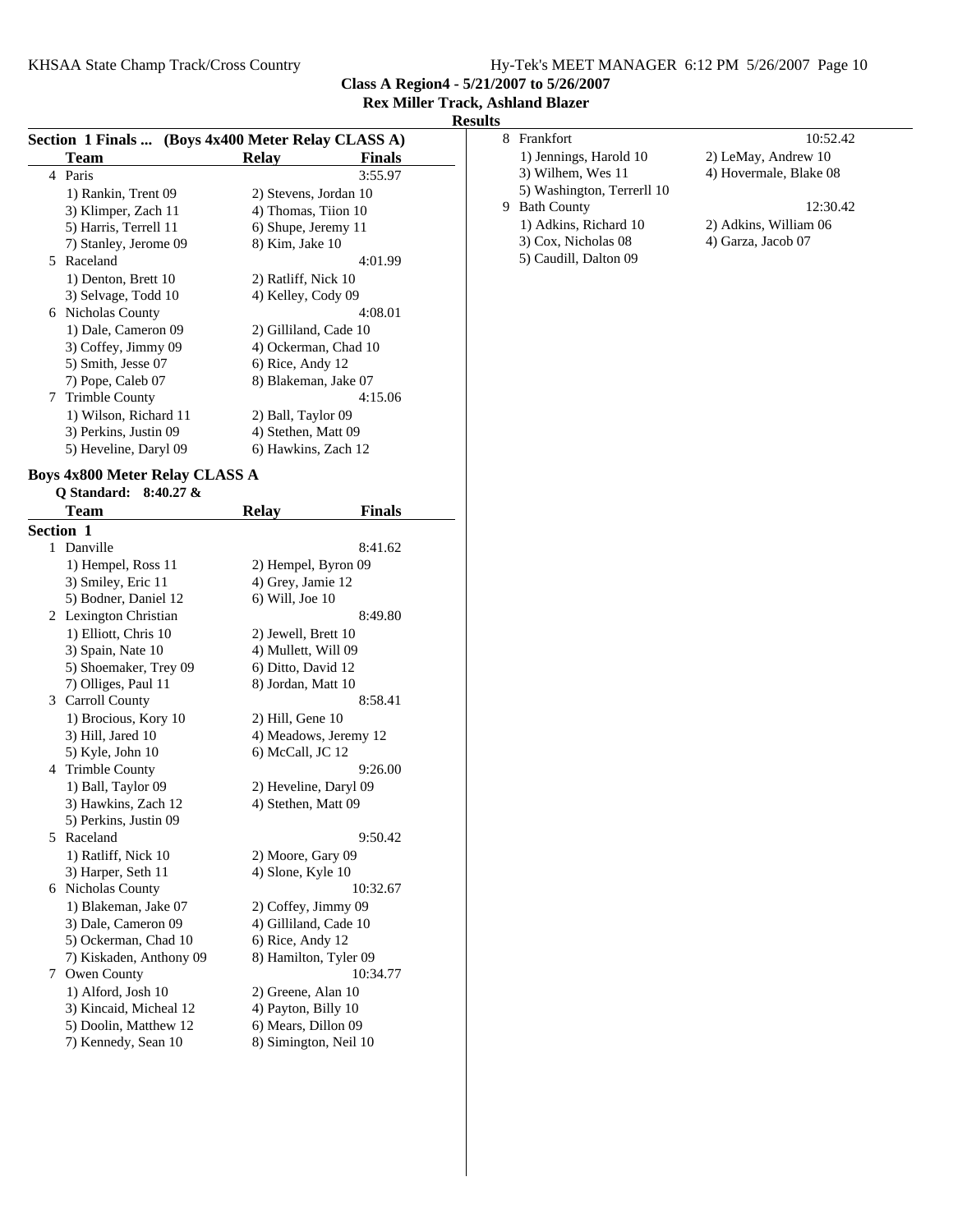## Class A Region4 - 5/21/2007 to 5/26/2007

### Rex Miller Track, Ashland Blazer

### Results

**Section 1 Finals ... (Boys 4x400 Meter Relay CLASS A)**

| Team | Relay | Finals |
|---|---|---|
| 4 Paris | | 3:55.97 |
| 1) Rankin, Trent 09 | 2) Stevens, Jordan 10 | |
| 3) Klimper, Zach 11 | 4) Thomas, Tiion 10 | |
| 5) Harris, Terrell 11 | 6) Shupe, Jeremy 11 | |
| 7) Stanley, Jerome 09 | 8) Kim, Jake 10 | |
| 5 Raceland | | 4:01.99 |
| 1) Denton, Brett 10 | 2) Ratliff, Nick 10 | |
| 3) Selvage, Todd 10 | 4) Kelley, Cody 09 | |
| 6 Nicholas County | | 4:08.01 |
| 1) Dale, Cameron 09 | 2) Gilliland, Cade 10 | |
| 3) Coffey, Jimmy 09 | 4) Ockerman, Chad 10 | |
| 5) Smith, Jesse 07 | 6) Rice, Andy 12 | |
| 7) Pope, Caleb 07 | 8) Blakeman, Jake 07 | |
| 7 Trimble County | | 4:15.06 |
| 1) Wilson, Richard 11 | 2) Ball, Taylor 09 | |
| 3) Perkins, Justin 09 | 4) Stethen, Matt 09 | |
| 5) Heveline, Daryl 09 | 6) Hawkins, Zach 12 | |
| 8 Frankfort | | 10:52.42 |
| 1) Jennings, Harold 10 | 2) LeMay, Andrew 10 | |
| 3) Wilhem, Wes 11 | 4) Hovermale, Blake 08 | |
| 5) Washington, Terrerll 10 | | |
| 9 Bath County | | 12:30.42 |
| 1) Adkins, Richard 10 | 2) Adkins, William 06 | |
| 3) Cox, Nicholas 08 | 4) Garza, Jacob 07 | |
| 5) Caudill, Dalton 09 | | |

**Boys 4x800 Meter Relay CLASS A**

**Q Standard: 8:40.27 &**

| Team | Relay | Finals |
|---|---|---|
| **Section 1** | | |
| 1 Danville | | 8:41.62 |
| 1) Hempel, Ross 11 | 2) Hempel, Byron 09 | |
| 3) Smiley, Eric 11 | 4) Grey, Jamie 12 | |
| 5) Bodner, Daniel 12 | 6) Will, Joe 10 | |
| 2 Lexington Christian | | 8:49.80 |
| 1) Elliott, Chris 10 | 2) Jewell, Brett 10 | |
| 3) Spain, Nate 10 | 4) Mullett, Will 09 | |
| 5) Shoemaker, Trey 09 | 6) Ditto, David 12 | |
| 7) Olliges, Paul 11 | 8) Jordan, Matt 10 | |
| 3 Carroll County | | 8:58.41 |
| 1) Brocious, Kory 10 | 2) Hill, Gene 10 | |
| 3) Hill, Jared 10 | 4) Meadows, Jeremy 12 | |
| 5) Kyle, John 10 | 6) McCall, JC 12 | |
| 4 Trimble County | | 9:26.00 |
| 1) Ball, Taylor 09 | 2) Heveline, Daryl 09 | |
| 3) Hawkins, Zach 12 | 4) Stethen, Matt 09 | |
| 5) Perkins, Justin 09 | | |
| 5 Raceland | | 9:50.42 |
| 1) Ratliff, Nick 10 | 2) Moore, Gary 09 | |
| 3) Harper, Seth 11 | 4) Slone, Kyle 10 | |
| 6 Nicholas County | | 10:32.67 |
| 1) Blakeman, Jake 07 | 2) Coffey, Jimmy 09 | |
| 3) Dale, Cameron 09 | 4) Gilliland, Cade 10 | |
| 5) Ockerman, Chad 10 | 6) Rice, Andy 12 | |
| 7) Kiskaden, Anthony 09 | 8) Hamilton, Tyler 09 | |
| 7 Owen County | | 10:34.77 |
| 1) Alford, Josh 10 | 2) Greene, Alan 10 | |
| 3) Kincaid, Micheal 12 | 4) Payton, Billy 10 | |
| 5) Doolin, Matthew 12 | 6) Mears, Dillon 09 | |
| 7) Kennedy, Sean 10 | 8) Simington, Neil 10 | |